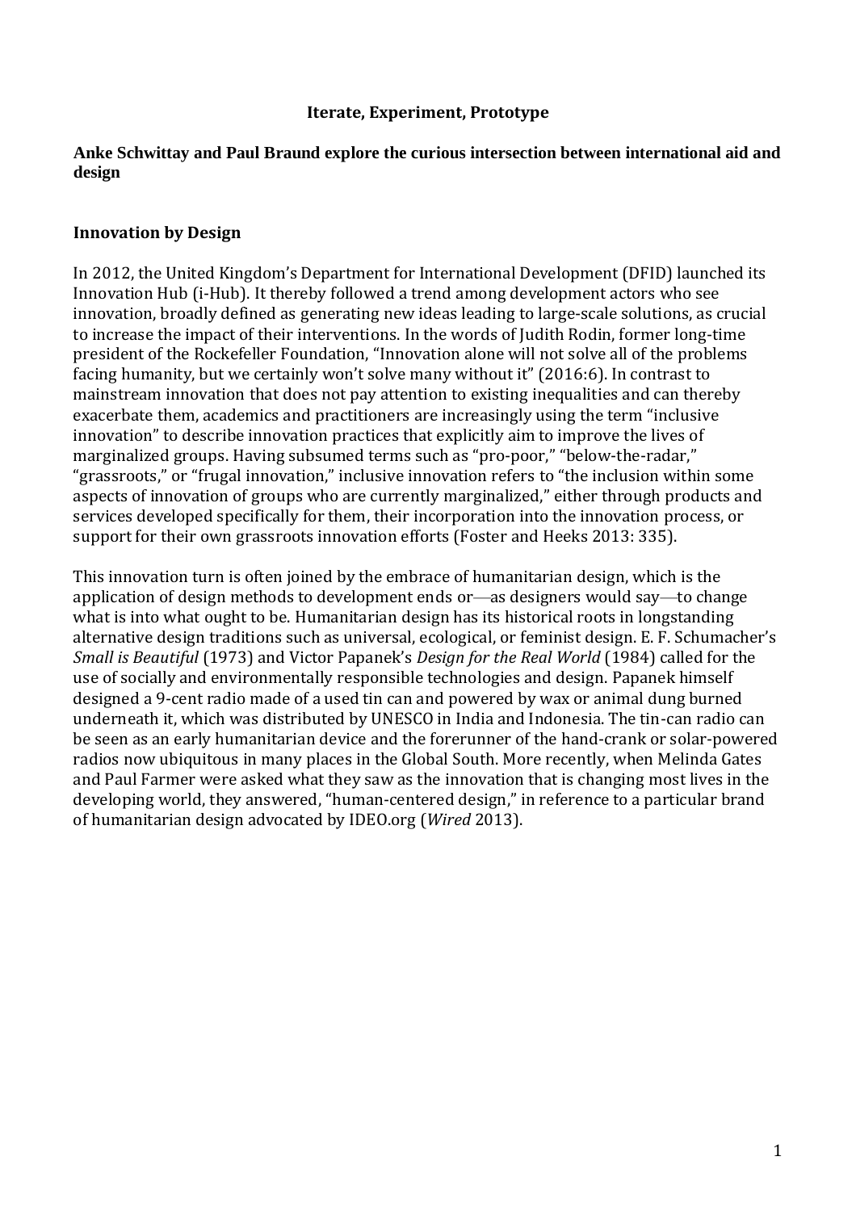# Iterate, Experiment, Prototype

**Anke Schwittay and Paul Braund explore the curious intersection between international aid and design**

## Innovation by Design

In 2012, the United Kingdom's Department for International Development (DFID) launched its Innovation Hub (i-Hub). It thereby followed a trend among development actors who see innovation, broadly defined as generating new ideas leading to large-scale solutions, as crucial to increase the impact of their interventions. In the words of Judith Rodin, former long-time president of the Rockefeller Foundation, "Innovation alone will not solve all of the problems facing humanity, but we certainly won't solve many without it" (2016:6). In contrast to mainstream innovation that does not pay attention to existing inequalities and can thereby exacerbate them, academics and practitioners are increasingly using the term "inclusive innovation" to describe innovation practices that explicitly aim to improve the lives of marginalized groups. Having subsumed terms such as "pro-poor," "below-the-radar," "grassroots," or "frugal innovation," inclusive innovation refers to "the inclusion within some aspects of innovation of groups who are currently marginalized," either through products and services developed specifically for them, their incorporation into the innovation process, or support for their own grassroots innovation efforts (Foster and Heeks 2013: 335).

This innovation turn is often joined by the embrace of humanitarian design, which is the application of design methods to development ends or—as designers would say—to change what is into what ought to be. Humanitarian design has its historical roots in longstanding alternative design traditions such as universal, ecological, or feminist design. E. F. Schumacher's *Small is Beautiful* (1973) and Victor Papanek's *Design for the Real World* (1984) called for the use of socially and environmentally responsible technologies and design. Papanek himself designed a 9-cent radio made of a used tin can and powered by wax or animal dung burned underneath it, which was distributed by UNESCO in India and Indonesia. The tin-can radio can be seen as an early humanitarian device and the forerunner of the hand-crank or solar-powered radios now ubiquitous in many places in the Global South. More recently, when Melinda Gates and Paul Farmer were asked what they saw as the innovation that is changing most lives in the developing world, they answered, "human-centered design," in reference to a particular brand of humanitarian design advocated by IDEO.org (*Wired* 2013).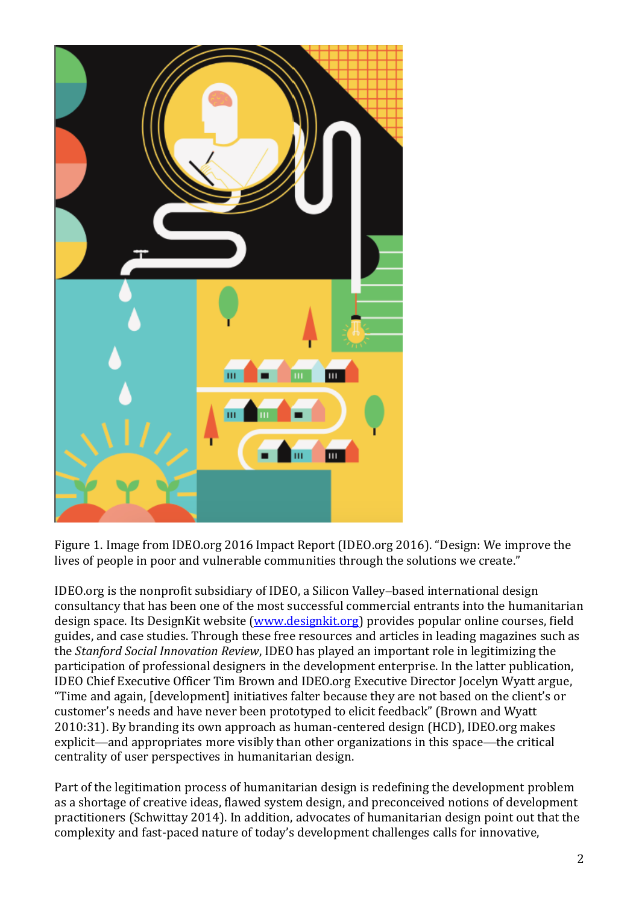Figure 1. Image from IDEO.org 2016 Impact Report (IDEO.org 2016). "Design: We improve the lives of people in poor and vulnerable communities through the solutions we create."

IDEO.org is the nonprofit subsidiary of IDEO, a Silicon Valley–based international design consultancy that has been one of the most successful commercial entrants into the humanitarian design space. Its DesignKit website (www.designkit.org) provides popular online courses, field guides, and case studies. Through these free resources and articles in leading magazines such as the *Stanford Social Innovation Review*, IDEO has played an important role in legitimizing the participation of professional designers in the development enterprise. In the latter publication, IDEO Chief Executive Officer Tim Brown and IDEO.org Executive Director Jocelyn Wyatt argue, "Time and again, [development] initiatives falter because they are not based on the client's or customer's needs and have never been prototyped to elicit feedback" (Brown and Wyatt 2010:31). By branding its own approach as human-centered design (HCD), IDEO.org makes explicit—and appropriates more visibly than other organizations in this space—the critical centrality of user perspectives in humanitarian design.

Part of the legitimation process of humanitarian design is redefining the development problem as a shortage of creative ideas, flawed system design, and preconceived notions of development practitioners (Schwittay 2014). In addition, advocates of humanitarian design point out that the complexity and fast-paced nature of today's development challenges calls for innovative,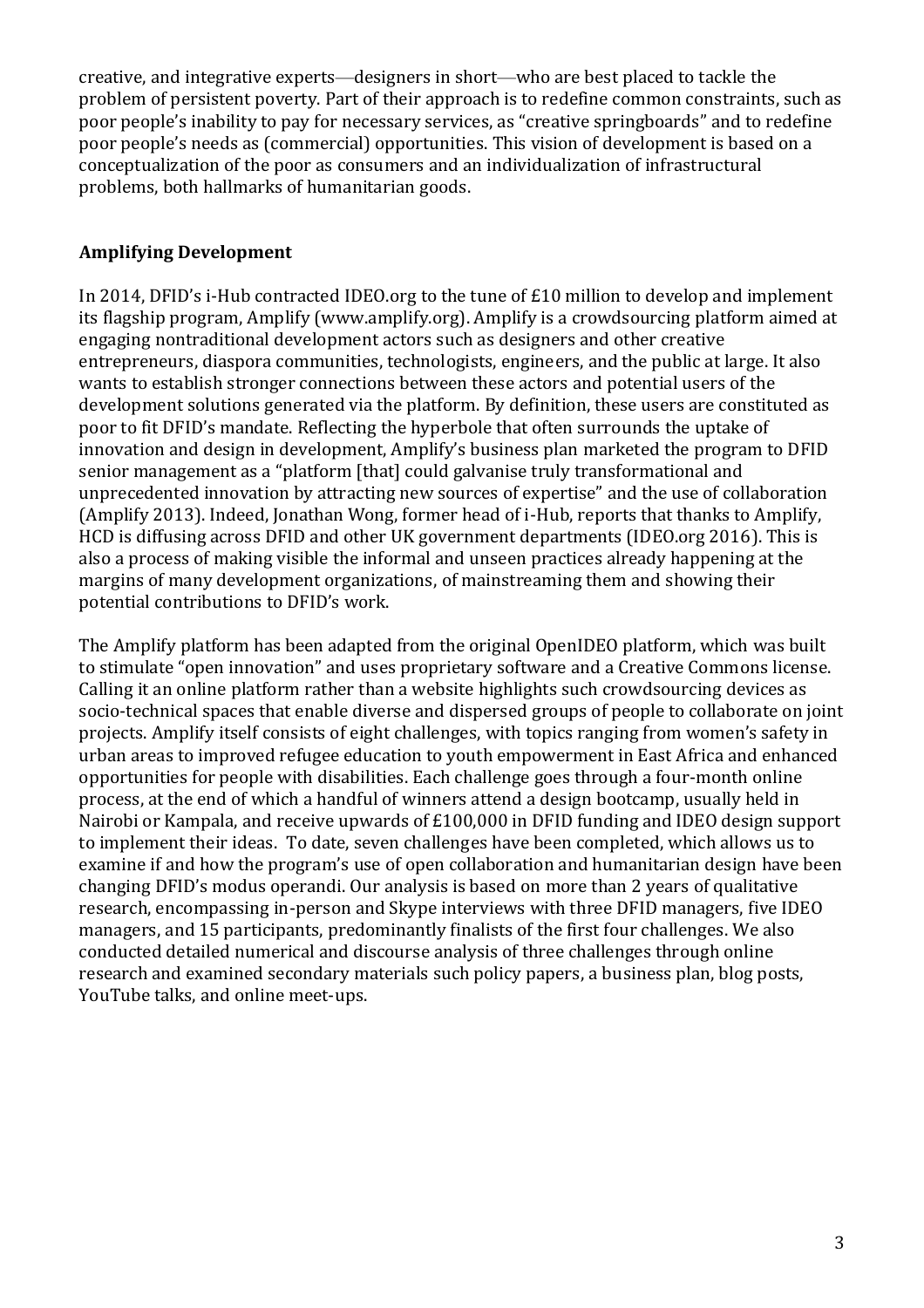creative, and integrative experts—designers in short—who are best placed to tackle the problem of persistent poverty. Part of their approach is to redefine common constraints, such as poor people's inability to pay for necessary services, as "creative springboards" and to redefine poor people's needs as (commercial) opportunities. This vision of development is based on a conceptualization of the poor as consumers and an individualization of infrastructural problems, both hallmarks of humanitarian goods.

## Amplifying Development

In 2014, DFID's i-Hub contracted IDEO.org to the tune of £10 million to develop and implement its flagship program, Amplify (www.amplify.org). Amplify is a crowdsourcing platform aimed at engaging nontraditional development actors such as designers and other creative entrepreneurs, diaspora communities, technologists, engineers, and the public at large. It also wants to establish stronger connections between these actors and potential users of the development solutions generated via the platform. By definition, these users are constituted as poor to fit DFID's mandate. Reflecting the hyperbole that often surrounds the uptake of innovation and design in development, Amplify's business plan marketed the program to DFID senior management as a "platform [that] could galvanise truly transformational and unprecedented innovation by attracting new sources of expertise" and the use of collaboration (Amplify 2013). Indeed, Jonathan Wong, former head of i-Hub, reports that thanks to Amplify, HCD is diffusing across DFID and other UK government departments (IDEO.org 2016). This is also a process of making visible the informal and unseen practices already happening at the margins of many development organizations, of mainstreaming them and showing their potential contributions to DFID's work.

The Amplify platform has been adapted from the original OpenIDEO platform, which was built to stimulate "open innovation" and uses proprietary software and a Creative Commons license. Calling it an online platform rather than a website highlights such crowdsourcing devices as socio-technical spaces that enable diverse and dispersed groups of people to collaborate on joint projects. Amplify itself consists of eight challenges, with topics ranging from women's safety in urban areas to improved refugee education to youth empowerment in East Africa and enhanced opportunities for people with disabilities. Each challenge goes through a four-month online process, at the end of which a handful of winners attend a design bootcamp, usually held in Nairobi or Kampala, and receive upwards of £100,000 in DFID funding and IDEO design support to implement their ideas. To date, seven challenges have been completed, which allows us to examine if and how the program's use of open collaboration and humanitarian design have been changing DFID's modus operandi. Our analysis is based on more than 2 years of qualitative research, encompassing in-person and Skype interviews with three DFID managers, five IDEO managers, and 15 participants, predominantly finalists of the first four challenges. We also conducted detailed numerical and discourse analysis of three challenges through online research and examined secondary materials such policy papers, a business plan, blog posts, YouTube talks, and online meet-ups.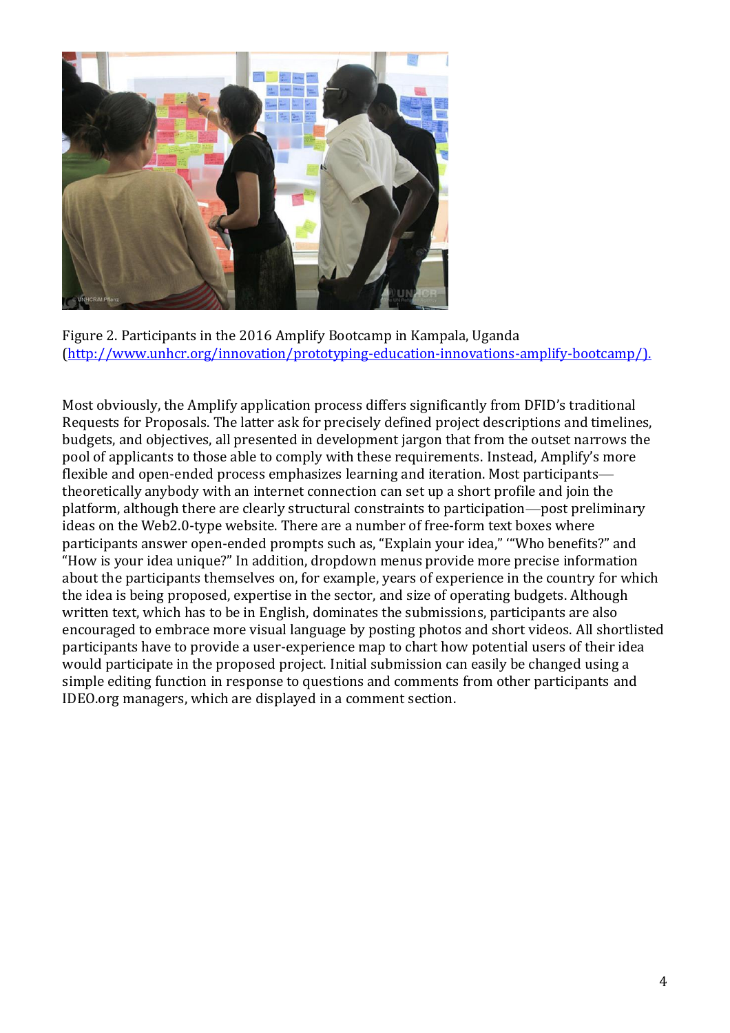Figure 2. Participants in the 2016 Amplify Bootcamp in Kampala, Uganda (http://www.unhcr.org/innovation/prototyping-education-innovations-amplify-bootcamp/).

Most obviously, the Amplify application process differs significantly from DFID's traditional Requests for Proposals. The latter ask for precisely defined project descriptions and timelines, budgets, and objectives, all presented in development jargon that from the outset narrows the pool of applicants to those able to comply with these requirements. Instead, Amplify's more flexible and open-ended process emphasizes learning and iteration. Most participants—theoretically anybody with an internet connection can set up a short profile and join the platform, although there are clearly structural constraints to participation—post preliminary ideas on the Web2.0-type website. There are a number of free-form text boxes where participants answer open-ended prompts such as, "Explain your idea," '"Who benefits?" and "How is your idea unique?" In addition, dropdown menus provide more precise information about the participants themselves on, for example, years of experience in the country for which the idea is being proposed, expertise in the sector, and size of operating budgets. Although written text, which has to be in English, dominates the submissions, participants are also encouraged to embrace more visual language by posting photos and short videos. All shortlisted participants have to provide a user-experience map to chart how potential users of their idea would participate in the proposed project. Initial submission can easily be changed using a simple editing function in response to questions and comments from other participants and IDEO.org managers, which are displayed in a comment section.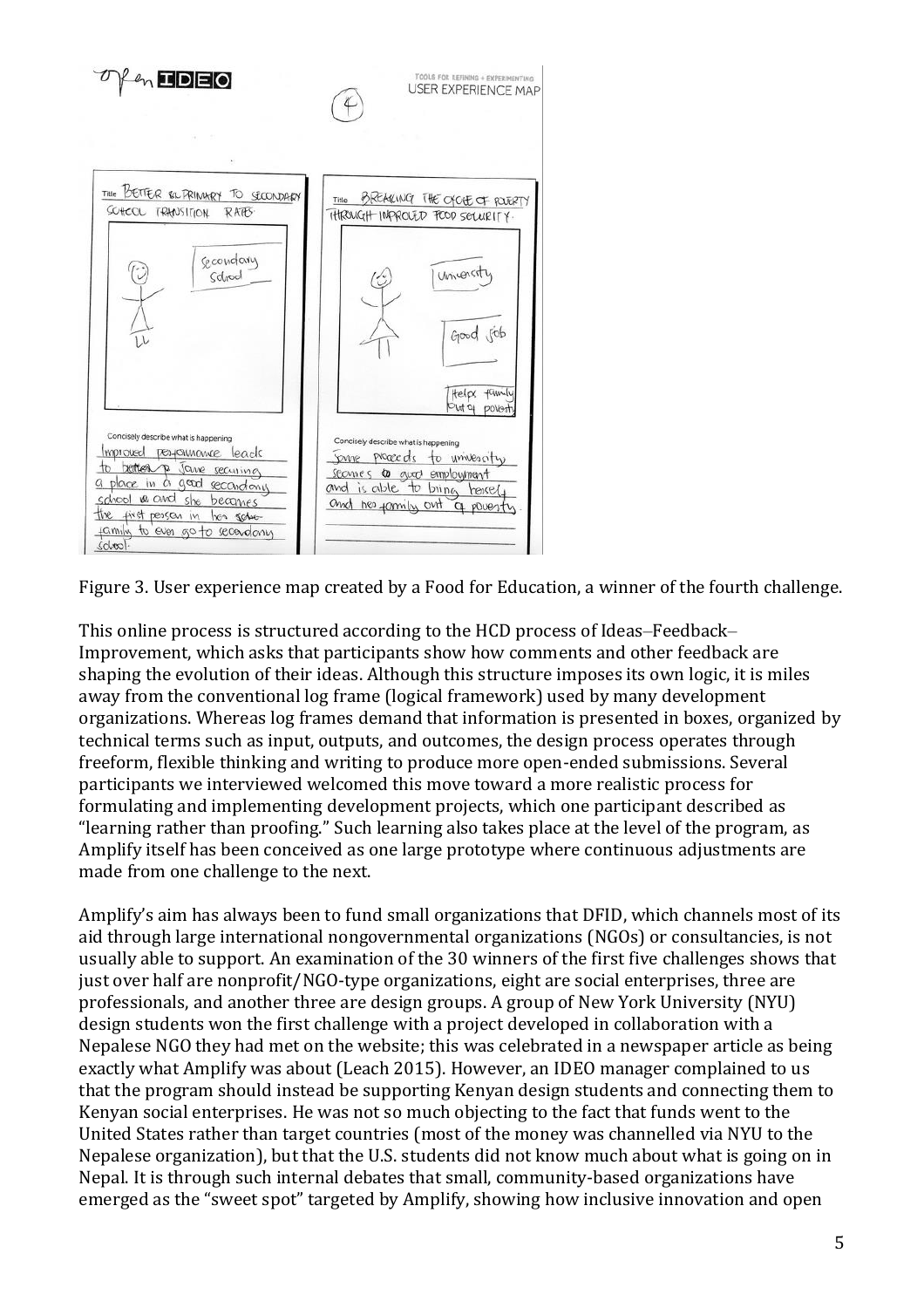Figure 3. User experience map created by a Food for Education, a winner of the fourth challenge.

This online process is structured according to the HCD process of Ideas–Feedback–Improvement, which asks that participants show how comments and other feedback are shaping the evolution of their ideas. Although this structure imposes its own logic, it is miles away from the conventional log frame (logical framework) used by many development organizations. Whereas log frames demand that information is presented in boxes, organized by technical terms such as input, outputs, and outcomes, the design process operates through freeform, flexible thinking and writing to produce more open-ended submissions. Several participants we interviewed welcomed this move toward a more realistic process for formulating and implementing development projects, which one participant described as "learning rather than proofing." Such learning also takes place at the level of the program, as Amplify itself has been conceived as one large prototype where continuous adjustments are made from one challenge to the next.

Amplify's aim has always been to fund small organizations that DFID, which channels most of its aid through large international nongovernmental organizations (NGOs) or consultancies, is not usually able to support. An examination of the 30 winners of the first five challenges shows that just over half are nonprofit/NGO-type organizations, eight are social enterprises, three are professionals, and another three are design groups. A group of New York University (NYU) design students won the first challenge with a project developed in collaboration with a Nepalese NGO they had met on the website; this was celebrated in a newspaper article as being exactly what Amplify was about (Leach 2015). However, an IDEO manager complained to us that the program should instead be supporting Kenyan design students and connecting them to Kenyan social enterprises. He was not so much objecting to the fact that funds went to the United States rather than target countries (most of the money was channelled via NYU to the Nepalese organization), but that the U.S. students did not know much about what is going on in Nepal. It is through such internal debates that small, community-based organizations have emerged as the "sweet spot" targeted by Amplify, showing how inclusive innovation and open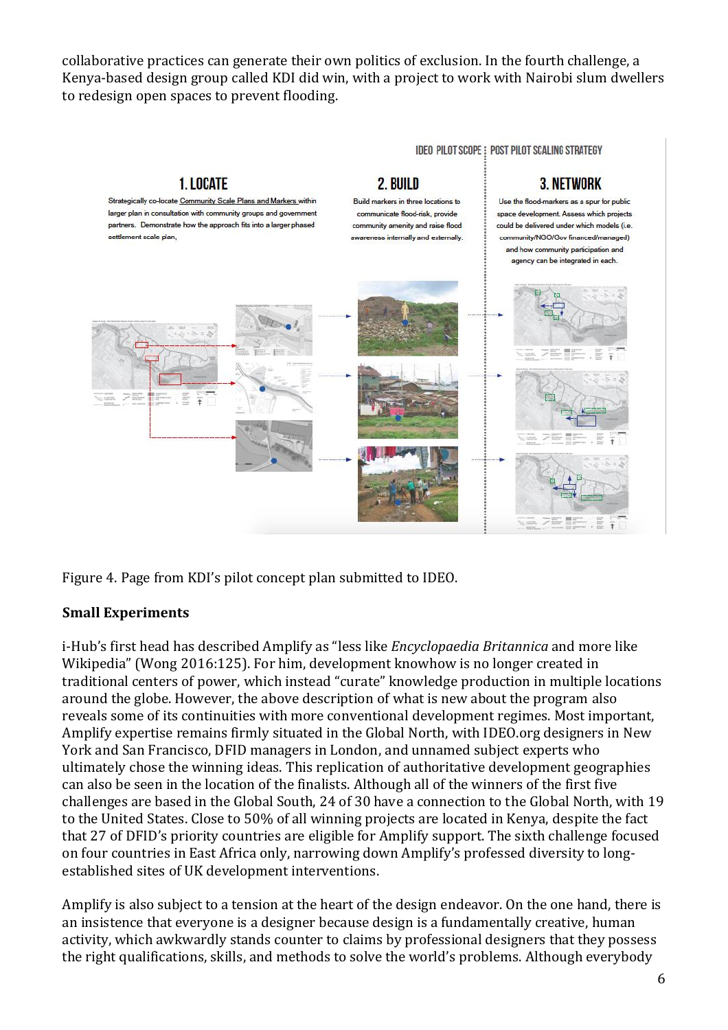collaborative practices can generate their own politics of exclusion. In the fourth challenge, a Kenya-based design group called KDI did win, with a project to work with Nairobi slum dwellers to redesign open spaces to prevent flooding.

Figure 4. Page from KDI's pilot concept plan submitted to IDEO.

## Small Experiments

i-Hub's first head has described Amplify as "less like *Encyclopaedia Britannica* and more like Wikipedia" (Wong 2016:125). For him, development knowhow is no longer created in traditional centers of power, which instead "curate" knowledge production in multiple locations around the globe. However, the above description of what is new about the program also reveals some of its continuities with more conventional development regimes. Most important, Amplify expertise remains firmly situated in the Global North, with IDEO.org designers in New York and San Francisco, DFID managers in London, and unnamed subject experts who ultimately chose the winning ideas. This replication of authoritative development geographies can also be seen in the location of the finalists. Although all of the winners of the first five challenges are based in the Global South, 24 of 30 have a connection to the Global North, with 19 to the United States. Close to 50% of all winning projects are located in Kenya, despite the fact that 27 of DFID's priority countries are eligible for Amplify support. The sixth challenge focused on four countries in East Africa only, narrowing down Amplify's professed diversity to long-established sites of UK development interventions.

Amplify is also subject to a tension at the heart of the design endeavor. On the one hand, there is an insistence that everyone is a designer because design is a fundamentally creative, human activity, which awkwardly stands counter to claims by professional designers that they possess the right qualifications, skills, and methods to solve the world's problems. Although everybody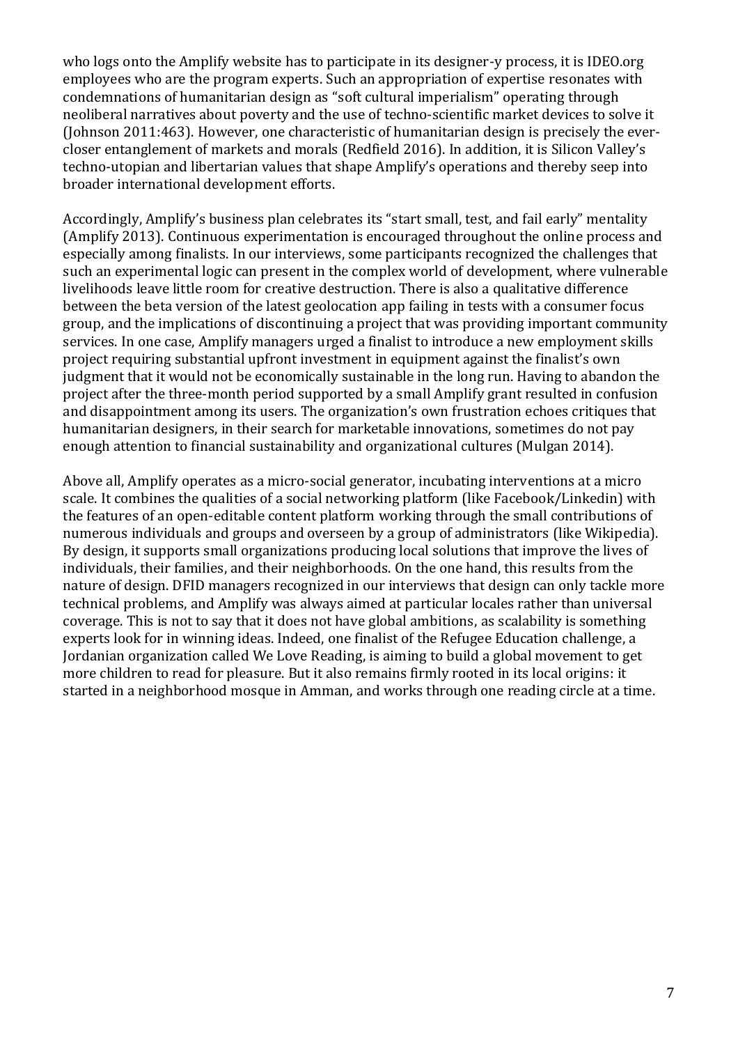who logs onto the Amplify website has to participate in its designer-y process, it is IDEO.org employees who are the program experts. Such an appropriation of expertise resonates with condemnations of humanitarian design as "soft cultural imperialism" operating through neoliberal narratives about poverty and the use of techno-scientific market devices to solve it (Johnson 2011:463). However, one characteristic of humanitarian design is precisely the ever-closer entanglement of markets and morals (Redfield 2016). In addition, it is Silicon Valley's techno-utopian and libertarian values that shape Amplify's operations and thereby seep into broader international development efforts.

Accordingly, Amplify's business plan celebrates its "start small, test, and fail early" mentality (Amplify 2013). Continuous experimentation is encouraged throughout the online process and especially among finalists. In our interviews, some participants recognized the challenges that such an experimental logic can present in the complex world of development, where vulnerable livelihoods leave little room for creative destruction. There is also a qualitative difference between the beta version of the latest geolocation app failing in tests with a consumer focus group, and the implications of discontinuing a project that was providing important community services. In one case, Amplify managers urged a finalist to introduce a new employment skills project requiring substantial upfront investment in equipment against the finalist's own judgment that it would not be economically sustainable in the long run. Having to abandon the project after the three-month period supported by a small Amplify grant resulted in confusion and disappointment among its users. The organization's own frustration echoes critiques that humanitarian designers, in their search for marketable innovations, sometimes do not pay enough attention to financial sustainability and organizational cultures (Mulgan 2014).

Above all, Amplify operates as a micro-social generator, incubating interventions at a micro scale. It combines the qualities of a social networking platform (like Facebook/Linkedin) with the features of an open-editable content platform working through the small contributions of numerous individuals and groups and overseen by a group of administrators (like Wikipedia). By design, it supports small organizations producing local solutions that improve the lives of individuals, their families, and their neighborhoods. On the one hand, this results from the nature of design. DFID managers recognized in our interviews that design can only tackle more technical problems, and Amplify was always aimed at particular locales rather than universal coverage. This is not to say that it does not have global ambitions, as scalability is something experts look for in winning ideas. Indeed, one finalist of the Refugee Education challenge, a Jordanian organization called We Love Reading, is aiming to build a global movement to get more children to read for pleasure. But it also remains firmly rooted in its local origins: it started in a neighborhood mosque in Amman, and works through one reading circle at a time.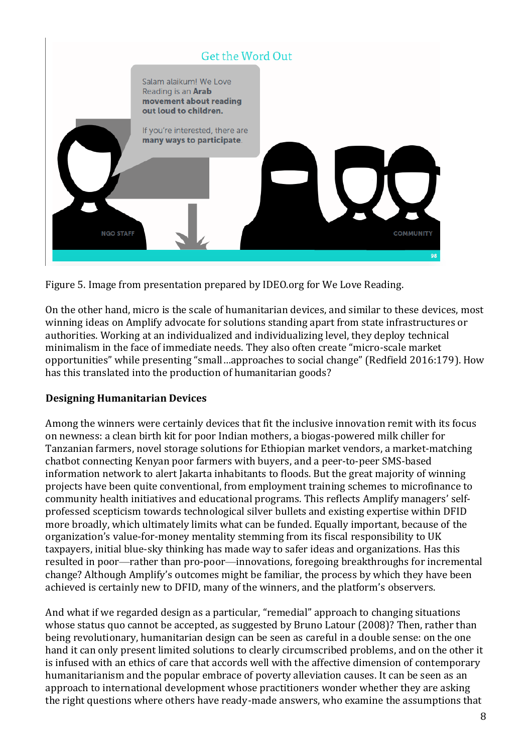Figure 5. Image from presentation prepared by IDEO.org for We Love Reading.

On the other hand, micro is the scale of humanitarian devices, and similar to these devices, most winning ideas on Amplify advocate for solutions standing apart from state infrastructures or authorities. Working at an individualized and individualizing level, they deploy technical minimalism in the face of immediate needs. They also often create "micro-scale market opportunities" while presenting "small…approaches to social change" (Redfield 2016:179). How has this translated into the production of humanitarian goods?

**Designing Humanitarian Devices**

Among the winners were certainly devices that fit the inclusive innovation remit with its focus on newness: a clean birth kit for poor Indian mothers, a biogas-powered milk chiller for Tanzanian farmers, novel storage solutions for Ethiopian market vendors, a market-matching chatbot connecting Kenyan poor farmers with buyers, and a peer-to-peer SMS-based information network to alert Jakarta inhabitants to floods. But the great majority of winning projects have been quite conventional, from employment training schemes to microfinance to community health initiatives and educational programs. This reflects Amplify managers' self-professed scepticism towards technological silver bullets and existing expertise within DFID more broadly, which ultimately limits what can be funded. Equally important, because of the organization's value-for-money mentality stemming from its fiscal responsibility to UK taxpayers, initial blue-sky thinking has made way to safer ideas and organizations. Has this resulted in poor—rather than pro-poor—innovations, foregoing breakthroughs for incremental change? Although Amplify's outcomes might be familiar, the process by which they have been achieved is certainly new to DFID, many of the winners, and the platform's observers.

And what if we regarded design as a particular, "remedial" approach to changing situations whose status quo cannot be accepted, as suggested by Bruno Latour (2008)? Then, rather than being revolutionary, humanitarian design can be seen as careful in a double sense: on the one hand it can only present limited solutions to clearly circumscribed problems, and on the other it is infused with an ethics of care that accords well with the affective dimension of contemporary humanitarianism and the popular embrace of poverty alleviation causes. It can be seen as an approach to international development whose practitioners wonder whether they are asking the right questions where others have ready-made answers, who examine the assumptions that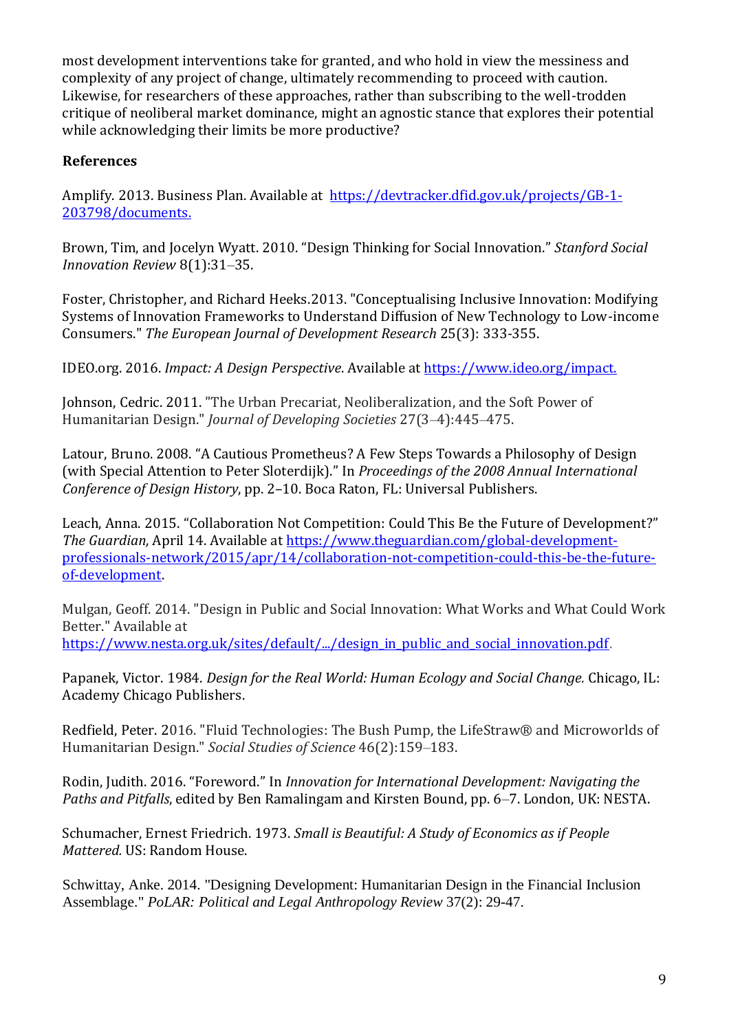most development interventions take for granted, and who hold in view the messiness and complexity of any project of change, ultimately recommending to proceed with caution. Likewise, for researchers of these approaches, rather than subscribing to the well-trodden critique of neoliberal market dominance, might an agnostic stance that explores their potential while acknowledging their limits be more productive?

## References

Amplify. 2013. Business Plan. Available at [https://devtracker.dfid.gov.uk/projects/GB-1-203798/documents.](https://devtracker.dfid.gov.uk/projects/GB-1-203798/documents.)

Brown, Tim, and Jocelyn Wyatt. 2010. "Design Thinking for Social Innovation." *Stanford Social Innovation Review* 8(1):31–35.

Foster, Christopher, and Richard Heeks.2013. "Conceptualising Inclusive Innovation: Modifying Systems of Innovation Frameworks to Understand Diffusion of New Technology to Low-income Consumers." *The European Journal of Development Research* 25(3): 333-355.

IDEO.org. 2016. *Impact: A Design Perspective*. Available at [https://www.ideo.org/impact.](https://www.ideo.org/impact.)

Johnson, Cedric. 2011. "The Urban Precariat, Neoliberalization, and the Soft Power of Humanitarian Design." *Journal of Developing Societies* 27(3–4):445–475.

Latour, Bruno. 2008. "A Cautious Prometheus? A Few Steps Towards a Philosophy of Design (with Special Attention to Peter Sloterdijk)." In *Proceedings of the 2008 Annual International Conference of Design History*, pp. 2–10. Boca Raton, FL: Universal Publishers.

Leach, Anna. 2015. "Collaboration Not Competition: Could This Be the Future of Development?" *The Guardian,* April 14. Available at [https://www.theguardian.com/global-development-professionals-network/2015/apr/14/collaboration-not-competition-could-this-be-the-future-of-development](https://www.theguardian.com/global-development-professionals-network/2015/apr/14/collaboration-not-competition-could-this-be-the-future-of-development).

Mulgan, Geoff. 2014. "Design in Public and Social Innovation: What Works and What Could Work Better." Available at [https://www.nesta.org.uk/sites/default/.../design_in_public_and_social_innovation.pdf](https://www.nesta.org.uk/sites/default/.../design_in_public_and_social_innovation.pdf).

Papanek, Victor. 1984. *Design for the Real World: Human Ecology and Social Change.* Chicago, IL: Academy Chicago Publishers.

Redfield, Peter. 2016. "Fluid Technologies: The Bush Pump, the LifeStraw® and Microworlds of Humanitarian Design." *Social Studies of Science* 46(2):159–183.

Rodin, Judith. 2016. "Foreword." In *Innovation for International Development: Navigating the Paths and Pitfalls*, edited by Ben Ramalingam and Kirsten Bound, pp. 6–7. London, UK: NESTA.

Schumacher, Ernest Friedrich. 1973. *Small is Beautiful: A Study of Economics as if People Mattered.* US: Random House.

Schwittay, Anke. 2014. "Designing Development: Humanitarian Design in the Financial Inclusion Assemblage." *PoLAR: Political and Legal Anthropology Review* 37(2): 29-47.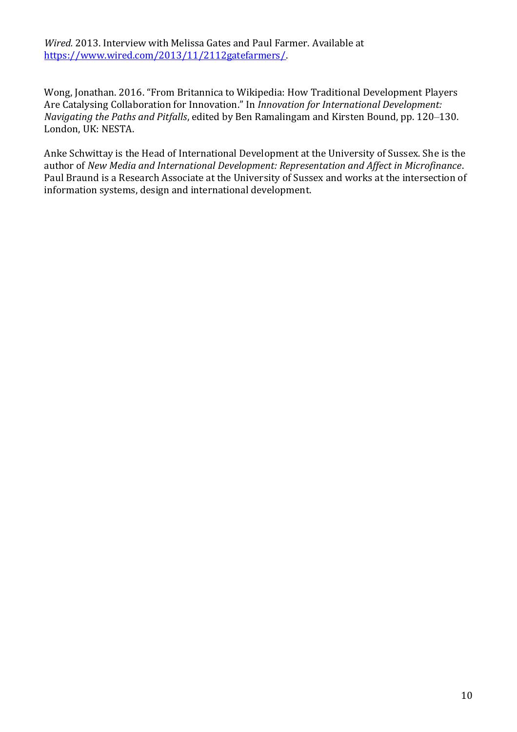*Wired.* 2013. Interview with Melissa Gates and Paul Farmer. Available at https://www.wired.com/2013/11/2112gatefarmers/.

Wong, Jonathan. 2016. "From Britannica to Wikipedia: How Traditional Development Players Are Catalysing Collaboration for Innovation." In *Innovation for International Development: Navigating the Paths and Pitfalls*, edited by Ben Ramalingam and Kirsten Bound, pp. 120–130. London, UK: NESTA.

Anke Schwittay is the Head of International Development at the University of Sussex. She is the author of *New Media and International Development: Representation and Affect in Microfinance*. Paul Braund is a Research Associate at the University of Sussex and works at the intersection of information systems, design and international development.